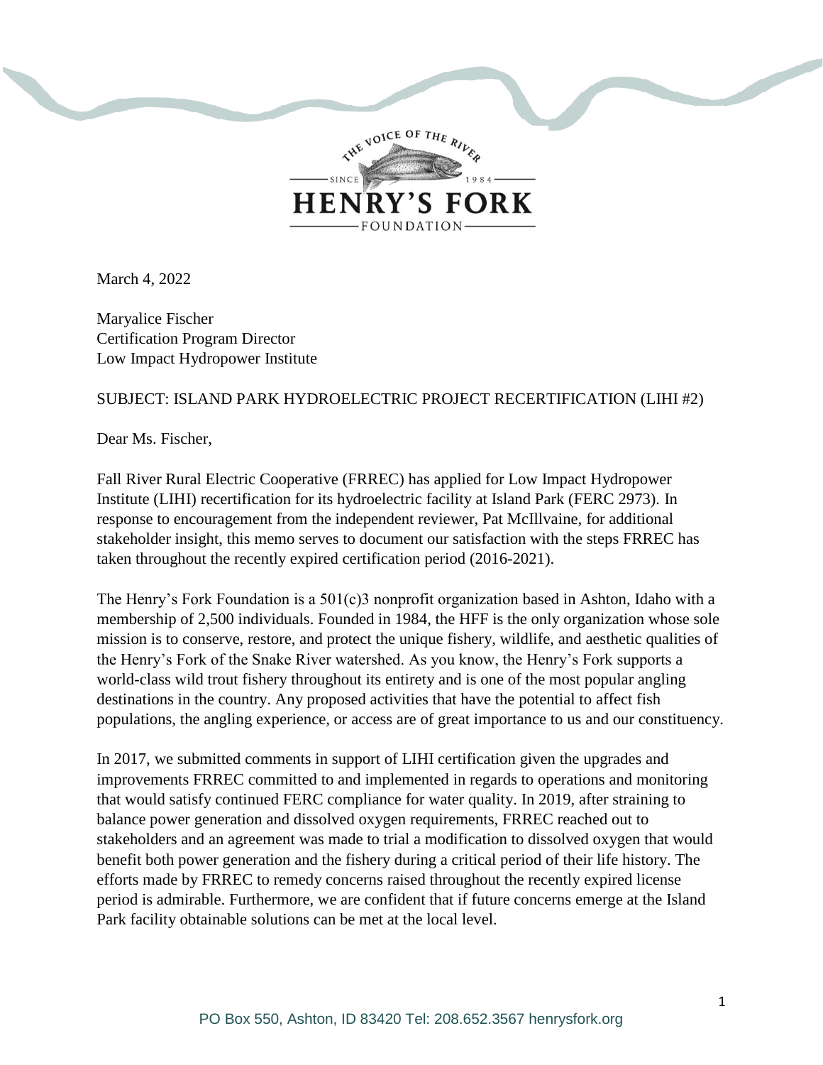THE VOICE OF THE RIVER
SINCE 1984
# HENRY'S FORK
FOUNDATION

March 4, 2022

Maryalice Fischer
Certification Program Director
Low Impact Hydropower Institute

SUBJECT: ISLAND PARK HYDROELECTRIC PROJECT RECERTIFICATION (LIHI #2)

Dear Ms. Fischer,

Fall River Rural Electric Cooperative (FRREC) has applied for Low Impact Hydropower Institute (LIHI) recertification for its hydroelectric facility at Island Park (FERC 2973). In response to encouragement from the independent reviewer, Pat McIllvaine, for additional stakeholder insight, this memo serves to document our satisfaction with the steps FRREC has taken throughout the recently expired certification period (2016-2021).

The Henry's Fork Foundation is a 501(c)3 nonprofit organization based in Ashton, Idaho with a membership of 2,500 individuals. Founded in 1984, the HFF is the only organization whose sole mission is to conserve, restore, and protect the unique fishery, wildlife, and aesthetic qualities of the Henry's Fork of the Snake River watershed. As you know, the Henry's Fork supports a world-class wild trout fishery throughout its entirety and is one of the most popular angling destinations in the country. Any proposed activities that have the potential to affect fish populations, the angling experience, or access are of great importance to us and our constituency.

In 2017, we submitted comments in support of LIHI certification given the upgrades and improvements FRREC committed to and implemented in regards to operations and monitoring that would satisfy continued FERC compliance for water quality. In 2019, after straining to balance power generation and dissolved oxygen requirements, FRREC reached out to stakeholders and an agreement was made to trial a modification to dissolved oxygen that would benefit both power generation and the fishery during a critical period of their life history. The efforts made by FRREC to remedy concerns raised throughout the recently expired license period is admirable. Furthermore, we are confident that if future concerns emerge at the Island Park facility obtainable solutions can be met at the local level.

PO Box 550, Ashton, ID 83420 Tel: 208.652.3567 henrysfork.org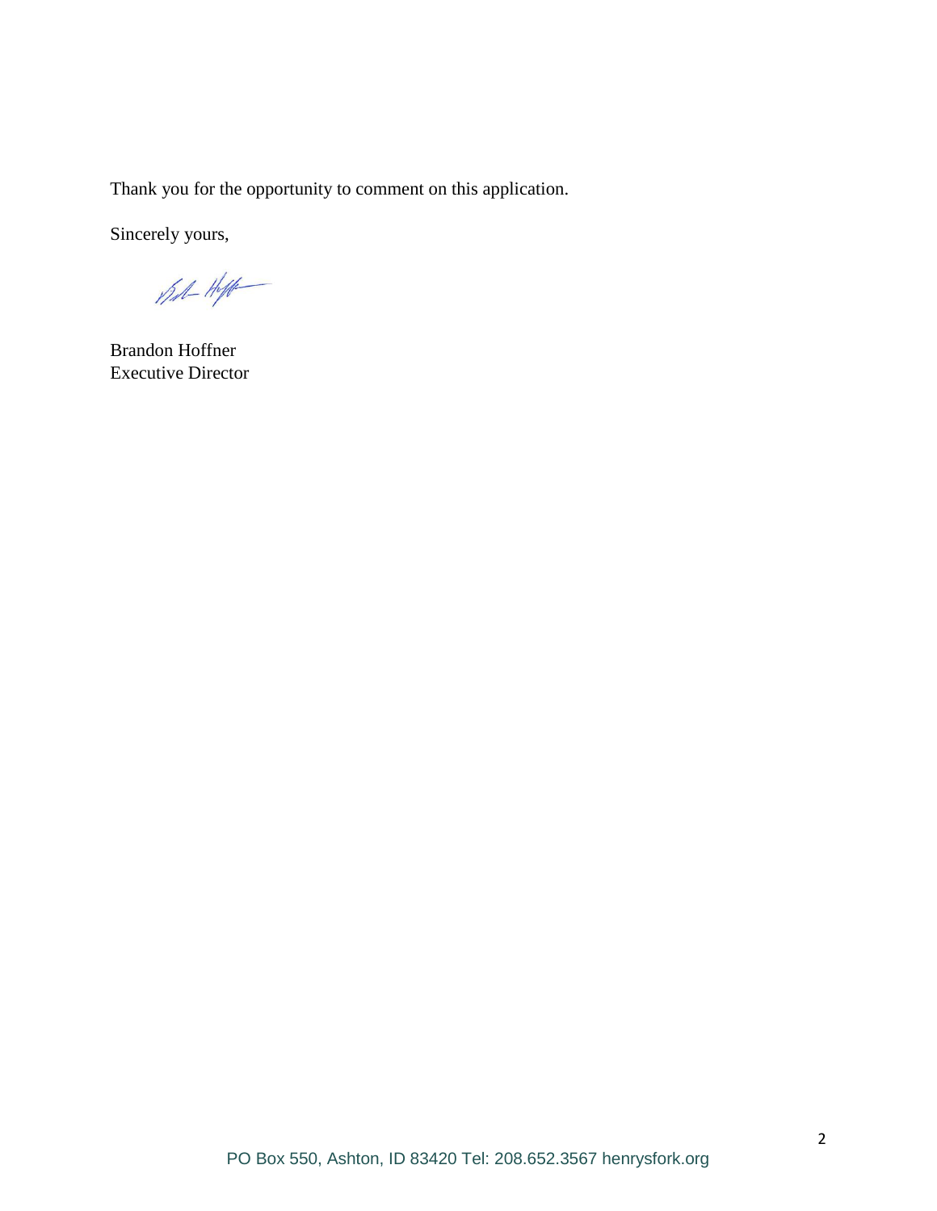Thank you for the opportunity to comment on this application.

Sincerely yours,

Brandon Hoffner  
Executive Director

PO Box 550, Ashton, ID 83420 Tel: 208.652.3567 henrysfork.org